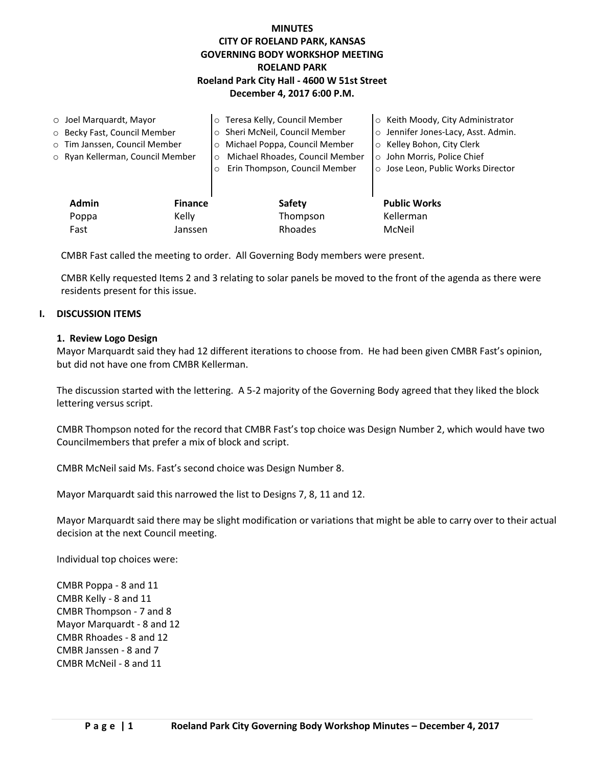# MINUTES
## CITY OF ROELAND PARK, KANSAS
## GOVERNING BODY WORKSHOP MEETING
## ROELAND PARK
### Roeland Park City Hall - 4600 W 51st Street
### December 4, 2017 6:00 P.M.

- Joel Marquardt, Mayor
- Becky Fast, Council Member
- Tim Janssen, Council Member
- Ryan Kellerman, Council Member
- Teresa Kelly, Council Member
- Sheri McNeil, Council Member
- Michael Poppa, Council Member
- Michael Rhoades, Council Member
- Erin Thompson, Council Member
- Keith Moody, City Administrator
- Jennifer Jones-Lacy, Asst. Admin.
- Kelley Bohon, City Clerk
- John Morris, Police Chief
- Jose Leon, Public Works Director

| Admin | Finance | Safety | Public Works |
|---|---|---|---|
| Poppa | Kelly | Thompson | Kellerman |
| Fast | Janssen | Rhoades | McNeil |

CMBR Fast called the meeting to order. All Governing Body members were present.

CMBR Kelly requested Items 2 and 3 relating to solar panels be moved to the front of the agenda as there were residents present for this issue.

## I. DISCUSSION ITEMS

### 1. Review Logo Design

Mayor Marquardt said they had 12 different iterations to choose from. He had been given CMBR Fast's opinion, but did not have one from CMBR Kellerman.

The discussion started with the lettering. A 5-2 majority of the Governing Body agreed that they liked the block lettering versus script.

CMBR Thompson noted for the record that CMBR Fast's top choice was Design Number 2, which would have two Councilmembers that prefer a mix of block and script.

CMBR McNeil said Ms. Fast's second choice was Design Number 8.

Mayor Marquardt said this narrowed the list to Designs 7, 8, 11 and 12.

Mayor Marquardt said there may be slight modification or variations that might be able to carry over to their actual decision at the next Council meeting.

Individual top choices were:

CMBR Poppa - 8 and 11
CMBR Kelly - 8 and 11
CMBR Thompson - 7 and 8
Mayor Marquardt - 8 and 12
CMBR Rhoades - 8 and 12
CMBR Janssen - 8 and 7
CMBR McNeil - 8 and 11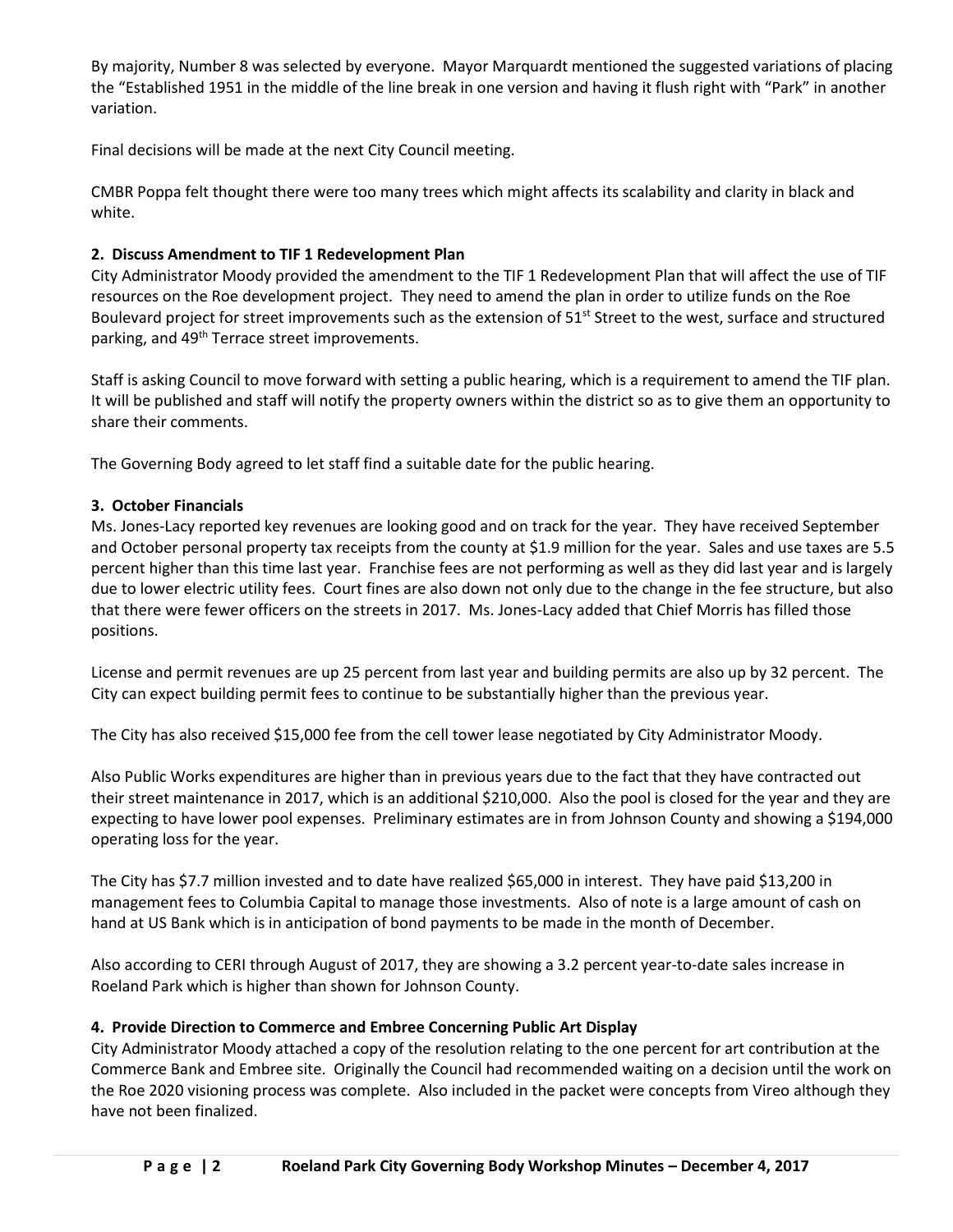By majority, Number 8 was selected by everyone. Mayor Marquardt mentioned the suggested variations of placing the "Established 1951 in the middle of the line break in one version and having it flush right with "Park" in another variation.

Final decisions will be made at the next City Council meeting.

CMBR Poppa felt thought there were too many trees which might affects its scalability and clarity in black and white.

**2. Discuss Amendment to TIF 1 Redevelopment Plan**

City Administrator Moody provided the amendment to the TIF 1 Redevelopment Plan that will affect the use of TIF resources on the Roe development project. They need to amend the plan in order to utilize funds on the Roe Boulevard project for street improvements such as the extension of 51st Street to the west, surface and structured parking, and 49th Terrace street improvements.

Staff is asking Council to move forward with setting a public hearing, which is a requirement to amend the TIF plan. It will be published and staff will notify the property owners within the district so as to give them an opportunity to share their comments.

The Governing Body agreed to let staff find a suitable date for the public hearing.

**3. October Financials**

Ms. Jones-Lacy reported key revenues are looking good and on track for the year. They have received September and October personal property tax receipts from the county at $1.9 million for the year. Sales and use taxes are 5.5 percent higher than this time last year. Franchise fees are not performing as well as they did last year and is largely due to lower electric utility fees. Court fines are also down not only due to the change in the fee structure, but also that there were fewer officers on the streets in 2017. Ms. Jones-Lacy added that Chief Morris has filled those positions.

License and permit revenues are up 25 percent from last year and building permits are also up by 32 percent. The City can expect building permit fees to continue to be substantially higher than the previous year.

The City has also received $15,000 fee from the cell tower lease negotiated by City Administrator Moody.

Also Public Works expenditures are higher than in previous years due to the fact that they have contracted out their street maintenance in 2017, which is an additional $210,000. Also the pool is closed for the year and they are expecting to have lower pool expenses. Preliminary estimates are in from Johnson County and showing a $194,000 operating loss for the year.

The City has $7.7 million invested and to date have realized $65,000 in interest. They have paid $13,200 in management fees to Columbia Capital to manage those investments. Also of note is a large amount of cash on hand at US Bank which is in anticipation of bond payments to be made in the month of December.

Also according to CERI through August of 2017, they are showing a 3.2 percent year-to-date sales increase in Roeland Park which is higher than shown for Johnson County.

**4. Provide Direction to Commerce and Embree Concerning Public Art Display**

City Administrator Moody attached a copy of the resolution relating to the one percent for art contribution at the Commerce Bank and Embree site. Originally the Council had recommended waiting on a decision until the work on the Roe 2020 visioning process was complete. Also included in the packet were concepts from Vireo although they have not been finalized.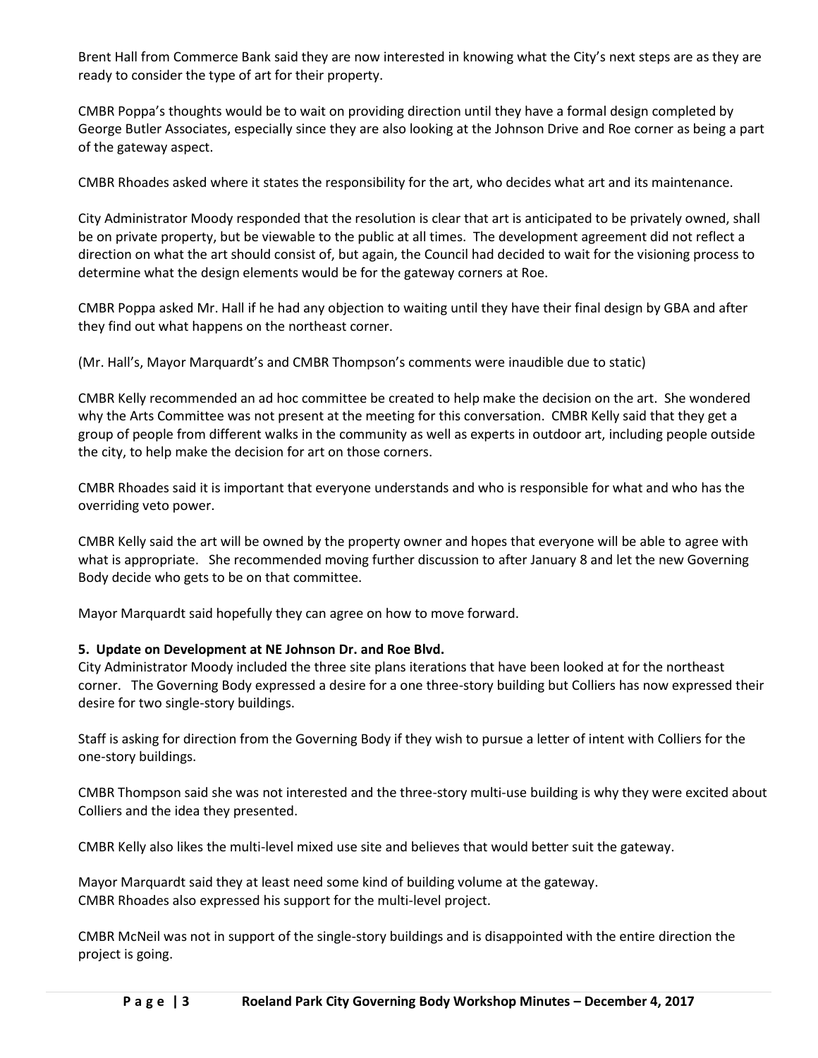Brent Hall from Commerce Bank said they are now interested in knowing what the City's next steps are as they are ready to consider the type of art for their property.

CMBR Poppa's thoughts would be to wait on providing direction until they have a formal design completed by George Butler Associates, especially since they are also looking at the Johnson Drive and Roe corner as being a part of the gateway aspect.

CMBR Rhoades asked where it states the responsibility for the art, who decides what art and its maintenance.

City Administrator Moody responded that the resolution is clear that art is anticipated to be privately owned, shall be on private property, but be viewable to the public at all times. The development agreement did not reflect a direction on what the art should consist of, but again, the Council had decided to wait for the visioning process to determine what the design elements would be for the gateway corners at Roe.

CMBR Poppa asked Mr. Hall if he had any objection to waiting until they have their final design by GBA and after they find out what happens on the northeast corner.

(Mr. Hall's, Mayor Marquardt's and CMBR Thompson's comments were inaudible due to static)

CMBR Kelly recommended an ad hoc committee be created to help make the decision on the art. She wondered why the Arts Committee was not present at the meeting for this conversation. CMBR Kelly said that they get a group of people from different walks in the community as well as experts in outdoor art, including people outside the city, to help make the decision for art on those corners.

CMBR Rhoades said it is important that everyone understands and who is responsible for what and who has the overriding veto power.

CMBR Kelly said the art will be owned by the property owner and hopes that everyone will be able to agree with what is appropriate. She recommended moving further discussion to after January 8 and let the new Governing Body decide who gets to be on that committee.

Mayor Marquardt said hopefully they can agree on how to move forward.

**5. Update on Development at NE Johnson Dr. and Roe Blvd.**

City Administrator Moody included the three site plans iterations that have been looked at for the northeast corner. The Governing Body expressed a desire for a one three-story building but Colliers has now expressed their desire for two single-story buildings.

Staff is asking for direction from the Governing Body if they wish to pursue a letter of intent with Colliers for the one-story buildings.

CMBR Thompson said she was not interested and the three-story multi-use building is why they were excited about Colliers and the idea they presented.

CMBR Kelly also likes the multi-level mixed use site and believes that would better suit the gateway.

Mayor Marquardt said they at least need some kind of building volume at the gateway.
CMBR Rhoades also expressed his support for the multi-level project.

CMBR McNeil was not in support of the single-story buildings and is disappointed with the entire direction the project is going.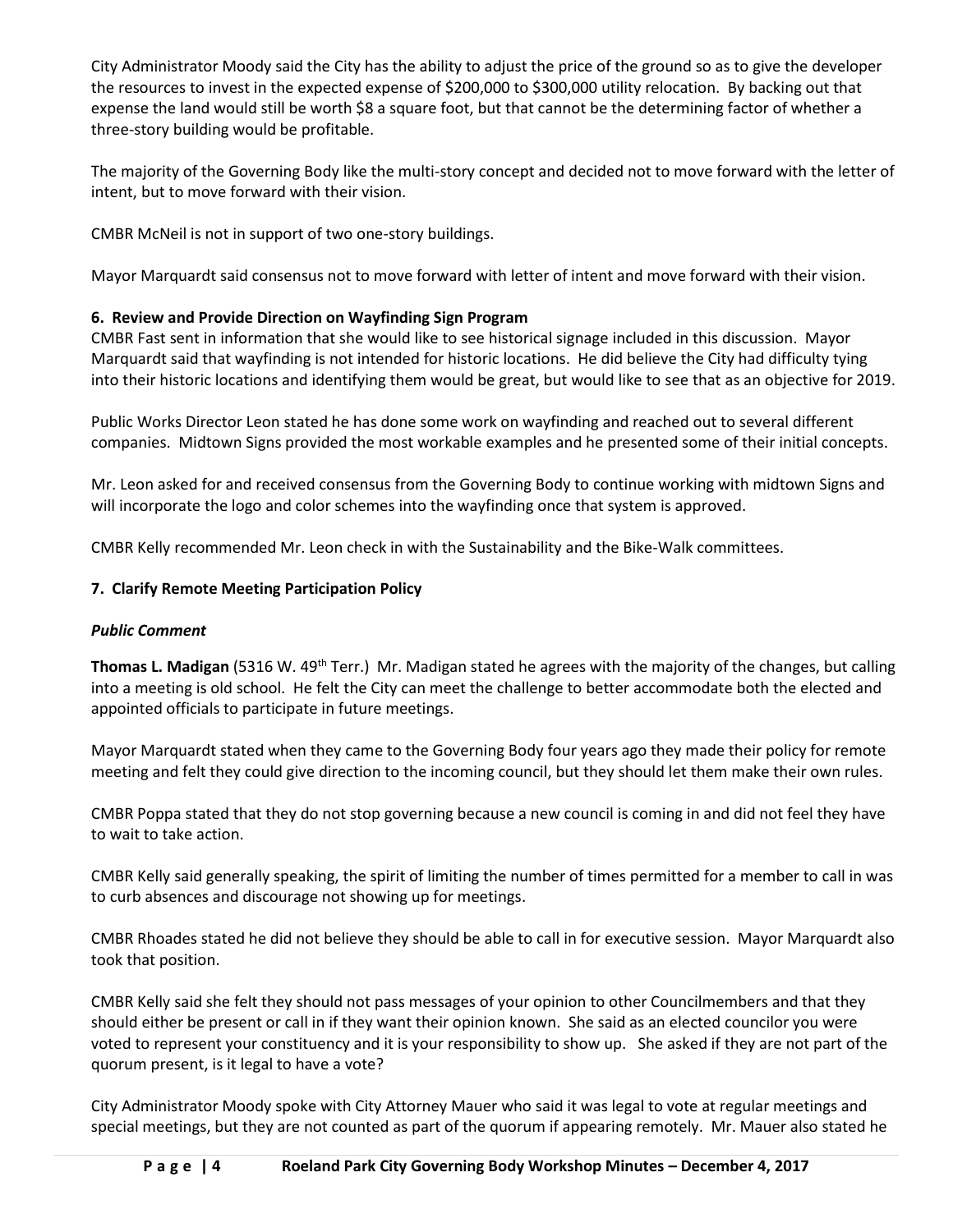City Administrator Moody said the City has the ability to adjust the price of the ground so as to give the developer the resources to invest in the expected expense of $200,000 to $300,000 utility relocation. By backing out that expense the land would still be worth $8 a square foot, but that cannot be the determining factor of whether a three-story building would be profitable.

The majority of the Governing Body like the multi-story concept and decided not to move forward with the letter of intent, but to move forward with their vision.

CMBR McNeil is not in support of two one-story buildings.

Mayor Marquardt said consensus not to move forward with letter of intent and move forward with their vision.

**6. Review and Provide Direction on Wayfinding Sign Program**

CMBR Fast sent in information that she would like to see historical signage included in this discussion. Mayor Marquardt said that wayfinding is not intended for historic locations. He did believe the City had difficulty tying into their historic locations and identifying them would be great, but would like to see that as an objective for 2019.

Public Works Director Leon stated he has done some work on wayfinding and reached out to several different companies. Midtown Signs provided the most workable examples and he presented some of their initial concepts.

Mr. Leon asked for and received consensus from the Governing Body to continue working with midtown Signs and will incorporate the logo and color schemes into the wayfinding once that system is approved.

CMBR Kelly recommended Mr. Leon check in with the Sustainability and the Bike-Walk committees.

**7. Clarify Remote Meeting Participation Policy**

***Public Comment***

**Thomas L. Madigan** (5316 W. 49th Terr.) Mr. Madigan stated he agrees with the majority of the changes, but calling into a meeting is old school. He felt the City can meet the challenge to better accommodate both the elected and appointed officials to participate in future meetings.

Mayor Marquardt stated when they came to the Governing Body four years ago they made their policy for remote meeting and felt they could give direction to the incoming council, but they should let them make their own rules.

CMBR Poppa stated that they do not stop governing because a new council is coming in and did not feel they have to wait to take action.

CMBR Kelly said generally speaking, the spirit of limiting the number of times permitted for a member to call in was to curb absences and discourage not showing up for meetings.

CMBR Rhoades stated he did not believe they should be able to call in for executive session. Mayor Marquardt also took that position.

CMBR Kelly said she felt they should not pass messages of your opinion to other Councilmembers and that they should either be present or call in if they want their opinion known. She said as an elected councilor you were voted to represent your constituency and it is your responsibility to show up. She asked if they are not part of the quorum present, is it legal to have a vote?

City Administrator Moody spoke with City Attorney Mauer who said it was legal to vote at regular meetings and special meetings, but they are not counted as part of the quorum if appearing remotely. Mr. Mauer also stated he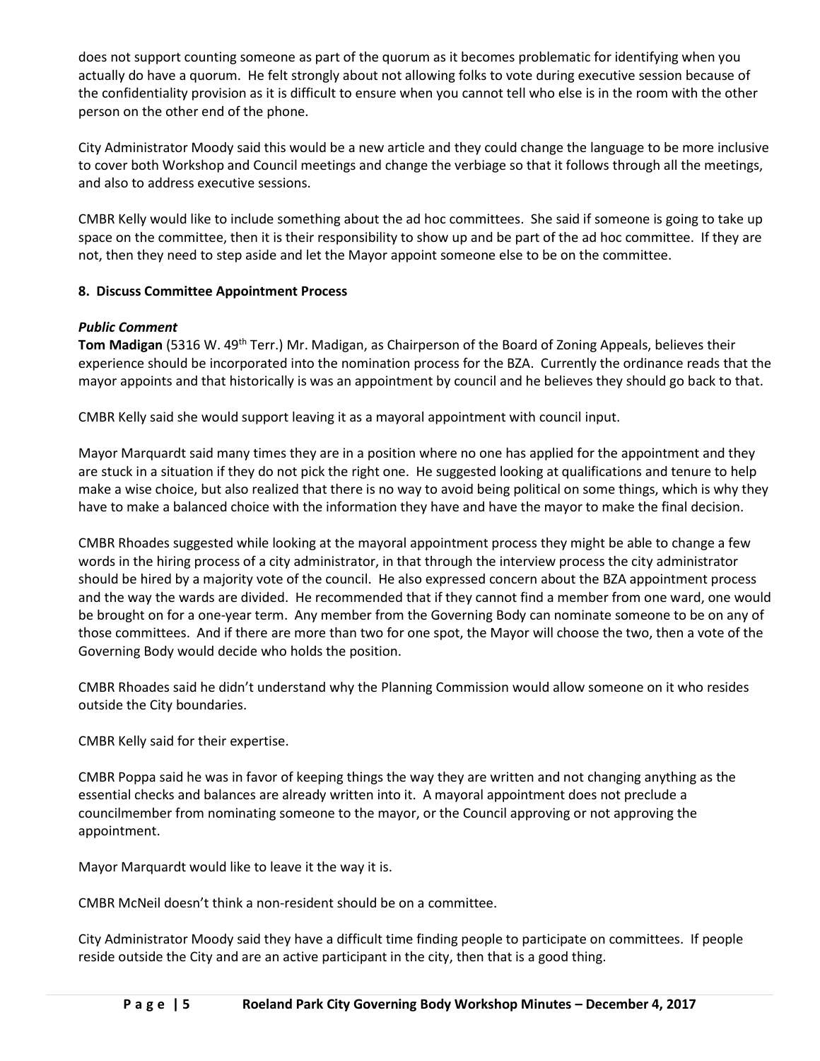does not support counting someone as part of the quorum as it becomes problematic for identifying when you actually do have a quorum. He felt strongly about not allowing folks to vote during executive session because of the confidentiality provision as it is difficult to ensure when you cannot tell who else is in the room with the other person on the other end of the phone.

City Administrator Moody said this would be a new article and they could change the language to be more inclusive to cover both Workshop and Council meetings and change the verbiage so that it follows through all the meetings, and also to address executive sessions.

CMBR Kelly would like to include something about the ad hoc committees. She said if someone is going to take up space on the committee, then it is their responsibility to show up and be part of the ad hoc committee. If they are not, then they need to step aside and let the Mayor appoint someone else to be on the committee.

**8. Discuss Committee Appointment Process**

***Public Comment***

**Tom Madigan** (5316 W. 49th Terr.) Mr. Madigan, as Chairperson of the Board of Zoning Appeals, believes their experience should be incorporated into the nomination process for the BZA. Currently the ordinance reads that the mayor appoints and that historically is was an appointment by council and he believes they should go back to that.

CMBR Kelly said she would support leaving it as a mayoral appointment with council input.

Mayor Marquardt said many times they are in a position where no one has applied for the appointment and they are stuck in a situation if they do not pick the right one. He suggested looking at qualifications and tenure to help make a wise choice, but also realized that there is no way to avoid being political on some things, which is why they have to make a balanced choice with the information they have and have the mayor to make the final decision.

CMBR Rhoades suggested while looking at the mayoral appointment process they might be able to change a few words in the hiring process of a city administrator, in that through the interview process the city administrator should be hired by a majority vote of the council. He also expressed concern about the BZA appointment process and the way the wards are divided. He recommended that if they cannot find a member from one ward, one would be brought on for a one-year term. Any member from the Governing Body can nominate someone to be on any of those committees. And if there are more than two for one spot, the Mayor will choose the two, then a vote of the Governing Body would decide who holds the position.

CMBR Rhoades said he didn't understand why the Planning Commission would allow someone on it who resides outside the City boundaries.

CMBR Kelly said for their expertise.

CMBR Poppa said he was in favor of keeping things the way they are written and not changing anything as the essential checks and balances are already written into it. A mayoral appointment does not preclude a councilmember from nominating someone to the mayor, or the Council approving or not approving the appointment.

Mayor Marquardt would like to leave it the way it is.

CMBR McNeil doesn't think a non-resident should be on a committee.

City Administrator Moody said they have a difficult time finding people to participate on committees. If people reside outside the City and are an active participant in the city, then that is a good thing.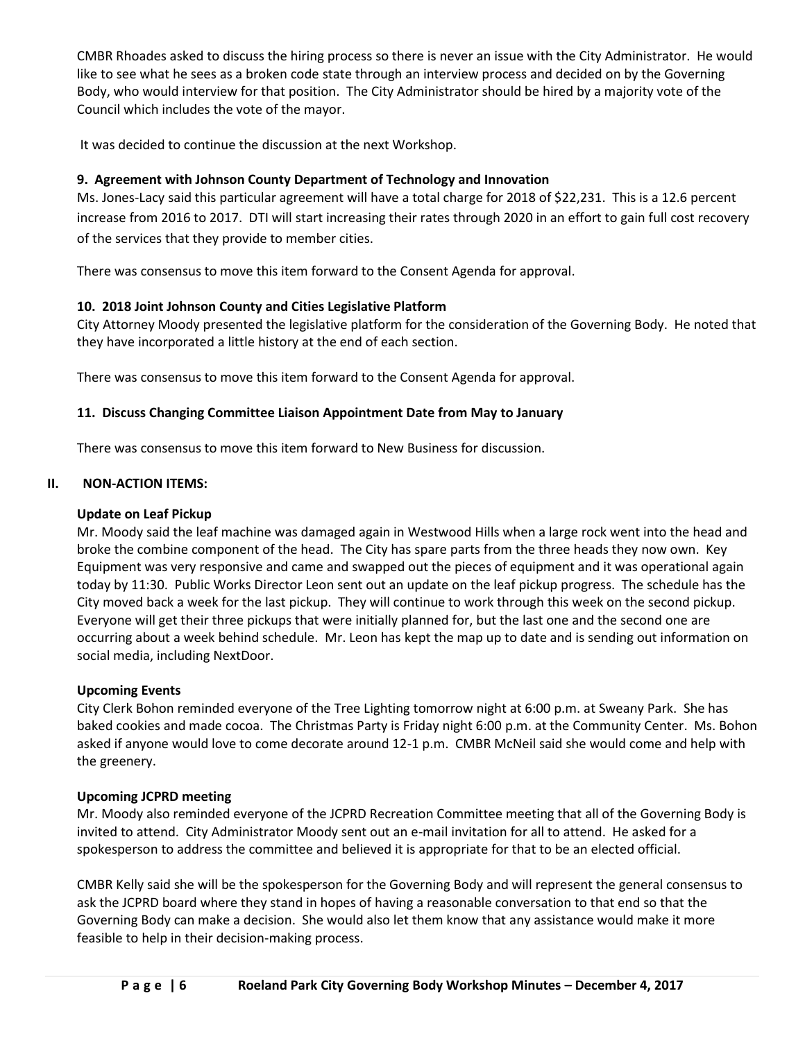CMBR Rhoades asked to discuss the hiring process so there is never an issue with the City Administrator. He would like to see what he sees as a broken code state through an interview process and decided on by the Governing Body, who would interview for that position. The City Administrator should be hired by a majority vote of the Council which includes the vote of the mayor.

It was decided to continue the discussion at the next Workshop.

### 9. Agreement with Johnson County Department of Technology and Innovation

Ms. Jones-Lacy said this particular agreement will have a total charge for 2018 of $22,231. This is a 12.6 percent increase from 2016 to 2017. DTI will start increasing their rates through 2020 in an effort to gain full cost recovery of the services that they provide to member cities.

There was consensus to move this item forward to the Consent Agenda for approval.

### 10. 2018 Joint Johnson County and Cities Legislative Platform

City Attorney Moody presented the legislative platform for the consideration of the Governing Body. He noted that they have incorporated a little history at the end of each section.

There was consensus to move this item forward to the Consent Agenda for approval.

### 11. Discuss Changing Committee Liaison Appointment Date from May to January

There was consensus to move this item forward to New Business for discussion.

## II. NON-ACTION ITEMS:

### Update on Leaf Pickup

Mr. Moody said the leaf machine was damaged again in Westwood Hills when a large rock went into the head and broke the combine component of the head. The City has spare parts from the three heads they now own. Key Equipment was very responsive and came and swapped out the pieces of equipment and it was operational again today by 11:30. Public Works Director Leon sent out an update on the leaf pickup progress. The schedule has the City moved back a week for the last pickup. They will continue to work through this week on the second pickup. Everyone will get their three pickups that were initially planned for, but the last one and the second one are occurring about a week behind schedule. Mr. Leon has kept the map up to date and is sending out information on social media, including NextDoor.

### Upcoming Events

City Clerk Bohon reminded everyone of the Tree Lighting tomorrow night at 6:00 p.m. at Sweany Park. She has baked cookies and made cocoa. The Christmas Party is Friday night 6:00 p.m. at the Community Center. Ms. Bohon asked if anyone would love to come decorate around 12-1 p.m. CMBR McNeil said she would come and help with the greenery.

### Upcoming JCPRD meeting

Mr. Moody also reminded everyone of the JCPRD Recreation Committee meeting that all of the Governing Body is invited to attend. City Administrator Moody sent out an e-mail invitation for all to attend. He asked for a spokesperson to address the committee and believed it is appropriate for that to be an elected official.

CMBR Kelly said she will be the spokesperson for the Governing Body and will represent the general consensus to ask the JCPRD board where they stand in hopes of having a reasonable conversation to that end so that the Governing Body can make a decision. She would also let them know that any assistance would make it more feasible to help in their decision-making process.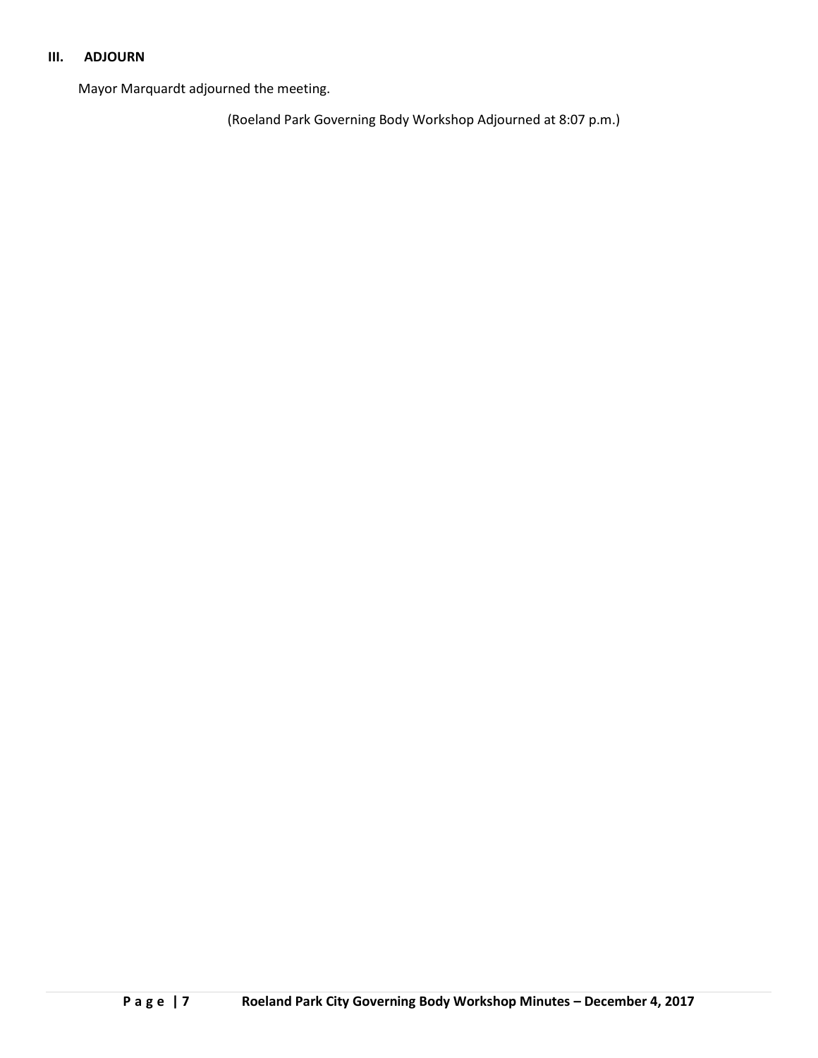### III. ADJOURN

Mayor Marquardt adjourned the meeting.

(Roeland Park Governing Body Workshop Adjourned at 8:07 p.m.)